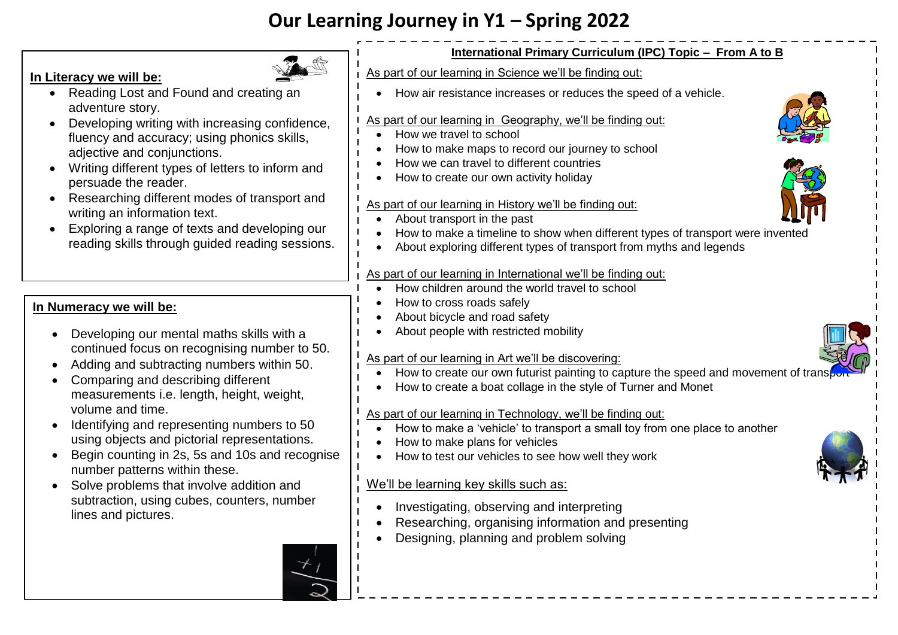# Our Learning Journey in Y1 – Spring 2022

## In Literacy we will be:

- Reading Lost and Found and creating an adventure story.
- Developing writing with increasing confidence, fluency and accuracy; using phonics skills, adjective and conjunctions.
- Writing different types of letters to inform and persuade the reader.
- Researching different modes of transport and writing an information text.
- Exploring a range of texts and developing our reading skills through guided reading sessions.

## In Numeracy we will be:

- Developing our mental maths skills with a continued focus on recognising number to 50.
- Adding and subtracting numbers within 50.
- Comparing and describing different measurements i.e. length, height, weight, volume and time.
- Identifying and representing numbers to 50 using objects and pictorial representations.
- Begin counting in 2s, 5s and 10s and recognise number patterns within these.
- Solve problems that involve addition and subtraction, using cubes, counters, number lines and pictures.

## International Primary Curriculum (IPC) Topic – From A to B

As part of our learning in Science we'll be finding out:

- How air resistance increases or reduces the speed of a vehicle.

As part of our learning in Geography, we'll be finding out:

- How we travel to school
- How to make maps to record our journey to school
- How we can travel to different countries
- How to create our own activity holiday

As part of our learning in History we'll be finding out:

- About transport in the past
- How to make a timeline to show when different types of transport were invented
- About exploring different types of transport from myths and legends

As part of our learning in International we'll be finding out:

- How children around the world travel to school
- How to cross roads safely
- About bicycle and road safety
- About people with restricted mobility

As part of our learning in Art we'll be discovering:

- How to create our own futurist painting to capture the speed and movement of transport
- How to create a boat collage in the style of Turner and Monet

As part of our learning in Technology, we'll be finding out:

- How to make a 'vehicle' to transport a small toy from one place to another
- How to make plans for vehicles
- How to test our vehicles to see how well they work

We'll be learning key skills such as:

- Investigating, observing and interpreting
- Researching, organising information and presenting
- Designing, planning and problem solving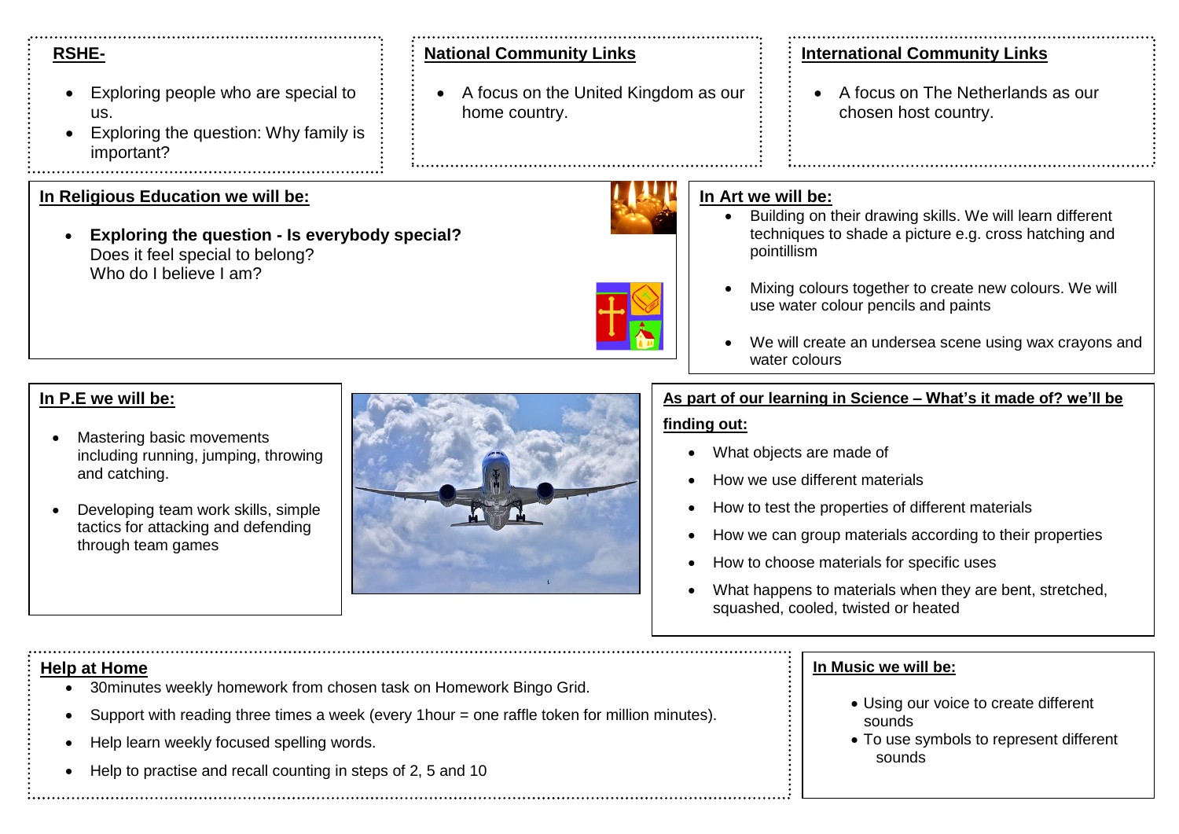## RSHE-

- Exploring people who are special to us.
- Exploring the question: Why family is important?

## National Community Links

- A focus on the United Kingdom as our home country.

## International Community Links

- A focus on The Netherlands as our chosen host country.

## In Religious Education we will be:

- **Exploring the question - Is everybody special?**
  Does it feel special to belong?
  Who do I believe I am?

## In Art we will be:

- Building on their drawing skills. We will learn different techniques to shade a picture e.g. cross hatching and pointillism
- Mixing colours together to create new colours. We will use water colour pencils and paints
- We will create an undersea scene using wax crayons and water colours

## In P.E we will be:

- Mastering basic movements including running, jumping, throwing and catching.
- Developing team work skills, simple tactics for attacking and defending through team games

## As part of our learning in Science – What's it made of? we'll be finding out:

- What objects are made of
- How we use different materials
- How to test the properties of different materials
- How we can group materials according to their properties
- How to choose materials for specific uses
- What happens to materials when they are bent, stretched, squashed, cooled, twisted or heated

## Help at Home

- 30minutes weekly homework from chosen task on Homework Bingo Grid.
- Support with reading three times a week (every 1hour = one raffle token for million minutes).
- Help learn weekly focused spelling words.
- Help to practise and recall counting in steps of 2, 5 and 10

## In Music we will be:

- Using our voice to create different sounds
- To use symbols to represent different sounds